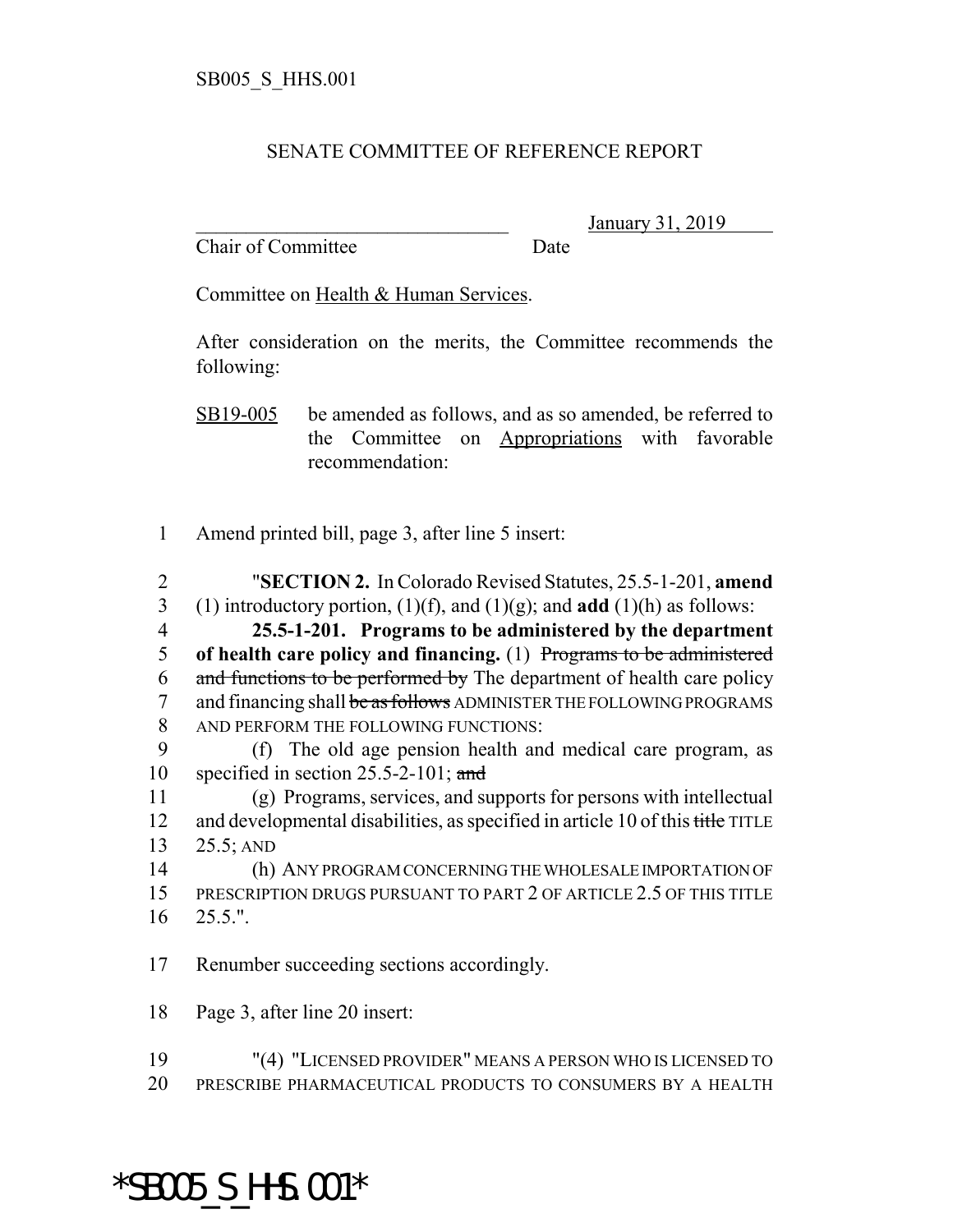SB005_S_HHS.001

# SENATE COMMITTEE OF REFERENCE REPORT

________________________________ January 31, 2019
Chair of Committee Date

Committee on Health & Human Services.

After consideration on the merits, the Committee recommends the following:

SB19-005 be amended as follows, and as so amended, be referred to the Committee on Appropriations with favorable recommendation:

1 Amend printed bill, page 3, after line 5 insert:

2 "**SECTION 2.** In Colorado Revised Statutes, 25.5-1-201, **amend**
3 (1) introductory portion, (1)(f), and (1)(g); and **add** (1)(h) as follows:
4 **25.5-1-201. Programs to be administered by the department**
5 **of health care policy and financing.** (1) ~~Programs to be administered~~
6 ~~and functions to be performed by~~ The department of health care policy
7 and financing shall ~~be as follows~~ ADMINISTER THE FOLLOWING PROGRAMS
8 AND PERFORM THE FOLLOWING FUNCTIONS:
9 (f) The old age pension health and medical care program, as
10 specified in section 25.5-2-101; ~~and~~
11 (g) Programs, services, and supports for persons with intellectual
12 and developmental disabilities, as specified in article 10 of this ~~title~~ TITLE
13 25.5; AND
14 (h) ANY PROGRAM CONCERNING THE WHOLESALE IMPORTATION OF
15 PRESCRIPTION DRUGS PURSUANT TO PART 2 OF ARTICLE 2.5 OF THIS TITLE
16 25.5.".

17 Renumber succeeding sections accordingly.

18 Page 3, after line 20 insert:

19 "(4) "LICENSED PROVIDER" MEANS A PERSON WHO IS LICENSED TO
20 PRESCRIBE PHARMACEUTICAL PRODUCTS TO CONSUMERS BY A HEALTH

*SB005_S_HHS.001*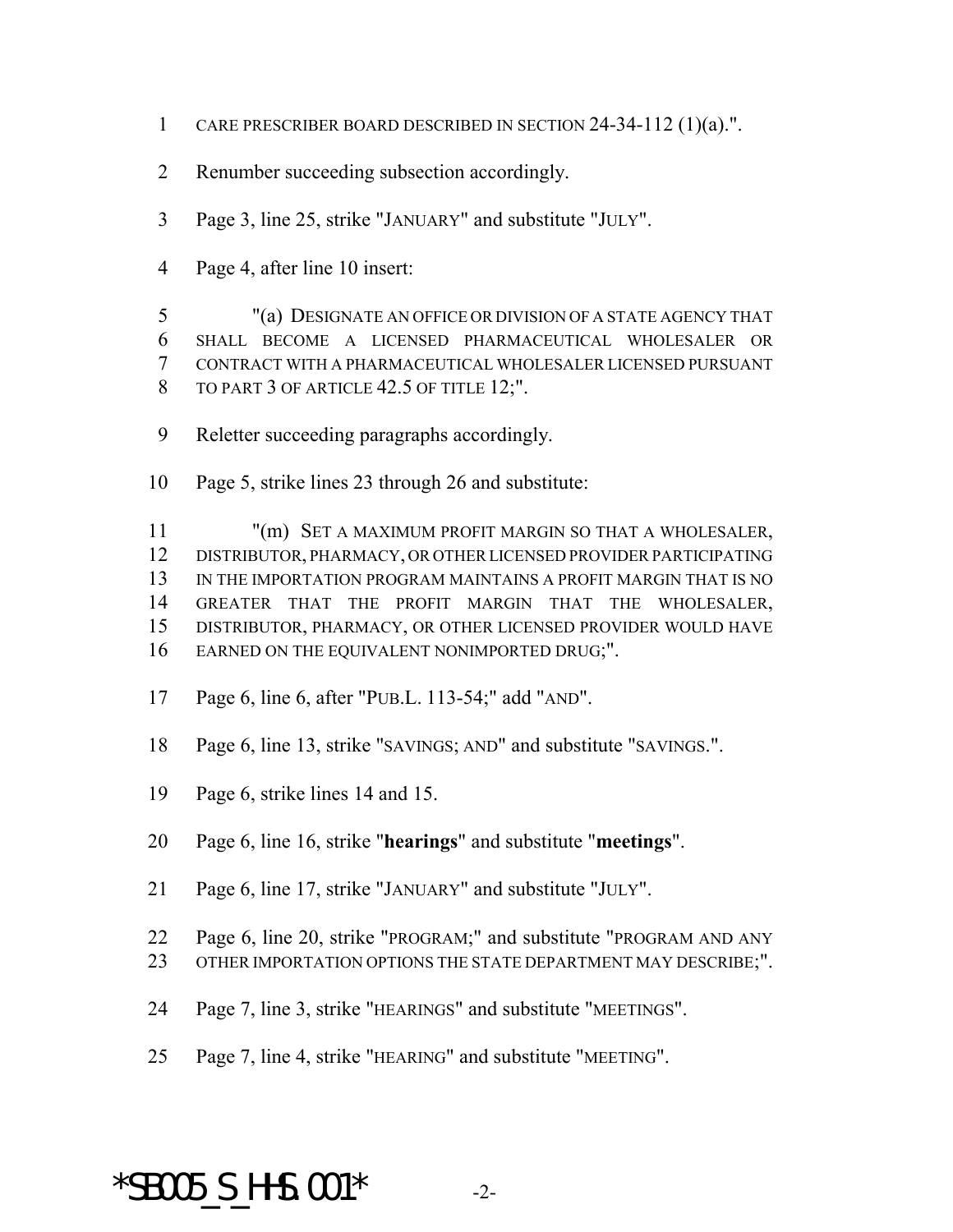1 CARE PRESCRIBER BOARD DESCRIBED IN SECTION 24-34-112 (1)(a).".

2 Renumber succeeding subsection accordingly.

3 Page 3, line 25, strike "JANUARY" and substitute "JULY".

4 Page 4, after line 10 insert:

5 "(a) DESIGNATE AN OFFICE OR DIVISION OF A STATE AGENCY THAT
6 SHALL BECOME A LICENSED PHARMACEUTICAL WHOLESALER OR
7 CONTRACT WITH A PHARMACEUTICAL WHOLESALER LICENSED PURSUANT
8 TO PART 3 OF ARTICLE 42.5 OF TITLE 12;".

9 Reletter succeeding paragraphs accordingly.

10 Page 5, strike lines 23 through 26 and substitute:

11 "(m) SET A MAXIMUM PROFIT MARGIN SO THAT A WHOLESALER,
12 DISTRIBUTOR, PHARMACY, OR OTHER LICENSED PROVIDER PARTICIPATING
13 IN THE IMPORTATION PROGRAM MAINTAINS A PROFIT MARGIN THAT IS NO
14 GREATER THAT THE PROFIT MARGIN THAT THE WHOLESALER,
15 DISTRIBUTOR, PHARMACY, OR OTHER LICENSED PROVIDER WOULD HAVE
16 EARNED ON THE EQUIVALENT NONIMPORTED DRUG;".

17 Page 6, line 6, after "PUB.L. 113-54;" add "AND".

18 Page 6, line 13, strike "SAVINGS; AND" and substitute "SAVINGS.".

19 Page 6, strike lines 14 and 15.

20 Page 6, line 16, strike "**hearings**" and substitute "**meetings**".

21 Page 6, line 17, strike "JANUARY" and substitute "JULY".

22 Page 6, line 20, strike "PROGRAM;" and substitute "PROGRAM AND ANY
23 OTHER IMPORTATION OPTIONS THE STATE DEPARTMENT MAY DESCRIBE;".

24 Page 7, line 3, strike "HEARINGS" and substitute "MEETINGS".

25 Page 7, line 4, strike "HEARING" and substitute "MEETING".

*SB005_S_HHS.001*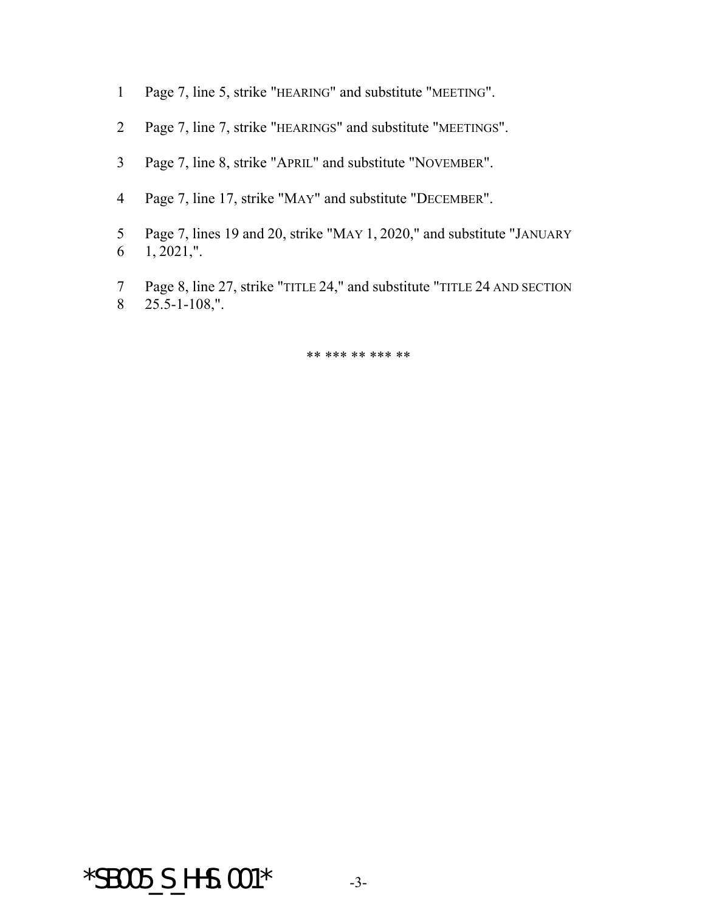1 Page 7, line 5, strike "HEARING" and substitute "MEETING".

2 Page 7, line 7, strike "HEARINGS" and substitute "MEETINGS".

3 Page 7, line 8, strike "APRIL" and substitute "NOVEMBER".

4 Page 7, line 17, strike "MAY" and substitute "DECEMBER".

5 Page 7, lines 19 and 20, strike "MAY 1, 2020," and substitute "JANUARY
6 1, 2021,".

7 Page 8, line 27, strike "TITLE 24," and substitute "TITLE 24 AND SECTION
8 25.5-1-108,".

** *** ** *** **

*SB005_S_HHS.001*